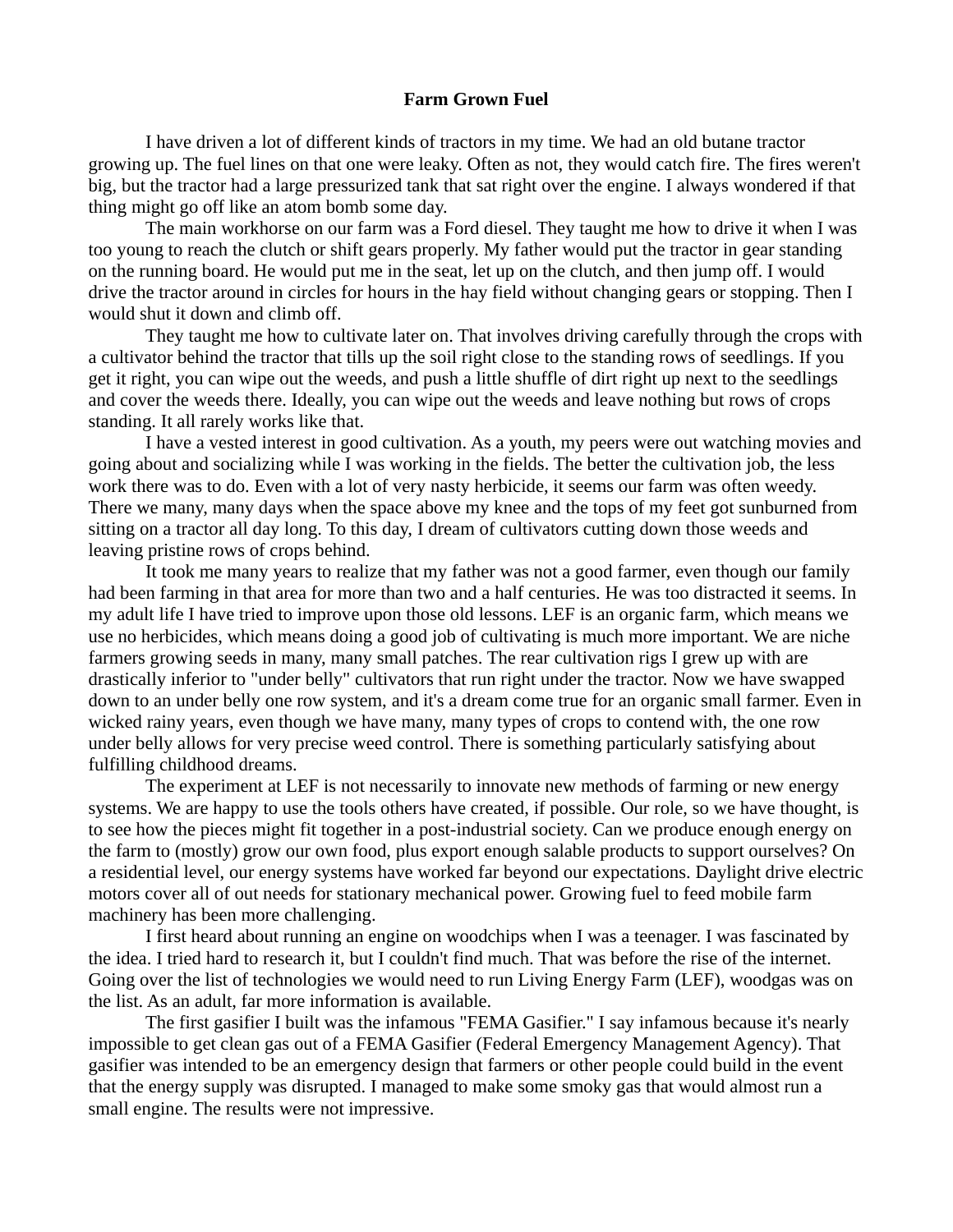# Farm Grown Fuel

I have driven a lot of different kinds of tractors in my time. We had an old butane tractor growing up. The fuel lines on that one were leaky. Often as not, they would catch fire. The fires weren't big, but the tractor had a large pressurized tank that sat right over the engine. I always wondered if that thing might go off like an atom bomb some day.

The main workhorse on our farm was a Ford diesel. They taught me how to drive it when I was too young to reach the clutch or shift gears properly. My father would put the tractor in gear standing on the running board. He would put me in the seat, let up on the clutch, and then jump off. I would drive the tractor around in circles for hours in the hay field without changing gears or stopping. Then I would shut it down and climb off.

They taught me how to cultivate later on. That involves driving carefully through the crops with a cultivator behind the tractor that tills up the soil right close to the standing rows of seedlings. If you get it right, you can wipe out the weeds, and push a little shuffle of dirt right up next to the seedlings and cover the weeds there. Ideally, you can wipe out the weeds and leave nothing but rows of crops standing. It all rarely works like that.

I have a vested interest in good cultivation. As a youth, my peers were out watching movies and going about and socializing while I was working in the fields. The better the cultivation job, the less work there was to do. Even with a lot of very nasty herbicide, it seems our farm was often weedy. There we many, many days when the space above my knee and the tops of my feet got sunburned from sitting on a tractor all day long. To this day, I dream of cultivators cutting down those weeds and leaving pristine rows of crops behind.

It took me many years to realize that my father was not a good farmer, even though our family had been farming in that area for more than two and a half centuries. He was too distracted it seems. In my adult life I have tried to improve upon those old lessons. LEF is an organic farm, which means we use no herbicides, which means doing a good job of cultivating is much more important. We are niche farmers growing seeds in many, many small patches. The rear cultivation rigs I grew up with are drastically inferior to "under belly" cultivators that run right under the tractor. Now we have swapped down to an under belly one row system, and it's a dream come true for an organic small farmer. Even in wicked rainy years, even though we have many, many types of crops to contend with, the one row under belly allows for very precise weed control. There is something particularly satisfying about fulfilling childhood dreams.

The experiment at LEF is not necessarily to innovate new methods of farming or new energy systems. We are happy to use the tools others have created, if possible. Our role, so we have thought, is to see how the pieces might fit together in a post-industrial society. Can we produce enough energy on the farm to (mostly) grow our own food, plus export enough salable products to support ourselves? On a residential level, our energy systems have worked far beyond our expectations. Daylight drive electric motors cover all of out needs for stationary mechanical power. Growing fuel to feed mobile farm machinery has been more challenging.

I first heard about running an engine on woodchips when I was a teenager. I was fascinated by the idea. I tried hard to research it, but I couldn't find much. That was before the rise of the internet. Going over the list of technologies we would need to run Living Energy Farm (LEF), woodgas was on the list. As an adult, far more information is available.

The first gasifier I built was the infamous "FEMA Gasifier." I say infamous because it's nearly impossible to get clean gas out of a FEMA Gasifier (Federal Emergency Management Agency). That gasifier was intended to be an emergency design that farmers or other people could build in the event that the energy supply was disrupted. I managed to make some smoky gas that would almost run a small engine. The results were not impressive.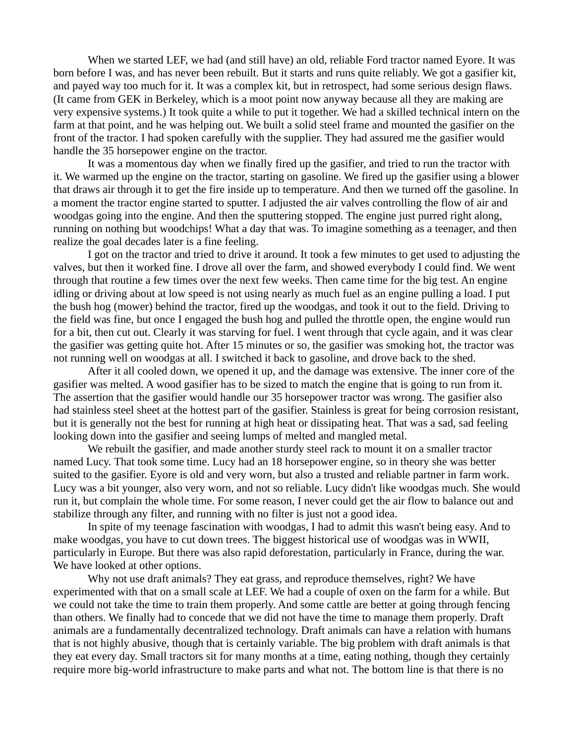When we started LEF, we had (and still have) an old, reliable Ford tractor named Eyore. It was born before I was, and has never been rebuilt. But it starts and runs quite reliably. We got a gasifier kit, and payed way too much for it. It was a complex kit, but in retrospect, had some serious design flaws. (It came from GEK in Berkeley, which is a moot point now anyway because all they are making are very expensive systems.) It took quite a while to put it together. We had a skilled technical intern on the farm at that point, and he was helping out. We built a solid steel frame and mounted the gasifier on the front of the tractor. I had spoken carefully with the supplier. They had assured me the gasifier would handle the 35 horsepower engine on the tractor.

It was a momentous day when we finally fired up the gasifier, and tried to run the tractor with it. We warmed up the engine on the tractor, starting on gasoline. We fired up the gasifier using a blower that draws air through it to get the fire inside up to temperature. And then we turned off the gasoline. In a moment the tractor engine started to sputter. I adjusted the air valves controlling the flow of air and woodgas going into the engine. And then the sputtering stopped. The engine just purred right along, running on nothing but woodchips! What a day that was. To imagine something as a teenager, and then realize the goal decades later is a fine feeling.

I got on the tractor and tried to drive it around. It took a few minutes to get used to adjusting the valves, but then it worked fine. I drove all over the farm, and showed everybody I could find. We went through that routine a few times over the next few weeks. Then came time for the big test. An engine idling or driving about at low speed is not using nearly as much fuel as an engine pulling a load. I put the bush hog (mower) behind the tractor, fired up the woodgas, and took it out to the field. Driving to the field was fine, but once I engaged the bush hog and pulled the throttle open, the engine would run for a bit, then cut out. Clearly it was starving for fuel. I went through that cycle again, and it was clear the gasifier was getting quite hot. After 15 minutes or so, the gasifier was smoking hot, the tractor was not running well on woodgas at all. I switched it back to gasoline, and drove back to the shed.

After it all cooled down, we opened it up, and the damage was extensive. The inner core of the gasifier was melted. A wood gasifier has to be sized to match the engine that is going to run from it. The assertion that the gasifier would handle our 35 horsepower tractor was wrong. The gasifier also had stainless steel sheet at the hottest part of the gasifier. Stainless is great for being corrosion resistant, but it is generally not the best for running at high heat or dissipating heat. That was a sad, sad feeling looking down into the gasifier and seeing lumps of melted and mangled metal.

We rebuilt the gasifier, and made another sturdy steel rack to mount it on a smaller tractor named Lucy. That took some time. Lucy had an 18 horsepower engine, so in theory she was better suited to the gasifier. Eyore is old and very worn, but also a trusted and reliable partner in farm work. Lucy was a bit younger, also very worn, and not so reliable. Lucy didn't like woodgas much. She would run it, but complain the whole time. For some reason, I never could get the air flow to balance out and stabilize through any filter, and running with no filter is just not a good idea.

In spite of my teenage fascination with woodgas, I had to admit this wasn't being easy. And to make woodgas, you have to cut down trees. The biggest historical use of woodgas was in WWII, particularly in Europe. But there was also rapid deforestation, particularly in France, during the war. We have looked at other options.

Why not use draft animals? They eat grass, and reproduce themselves, right? We have experimented with that on a small scale at LEF. We had a couple of oxen on the farm for a while. But we could not take the time to train them properly. And some cattle are better at going through fencing than others. We finally had to concede that we did not have the time to manage them properly. Draft animals are a fundamentally decentralized technology. Draft animals can have a relation with humans that is not highly abusive, though that is certainly variable. The big problem with draft animals is that they eat every day. Small tractors sit for many months at a time, eating nothing, though they certainly require more big-world infrastructure to make parts and what not. The bottom line is that there is no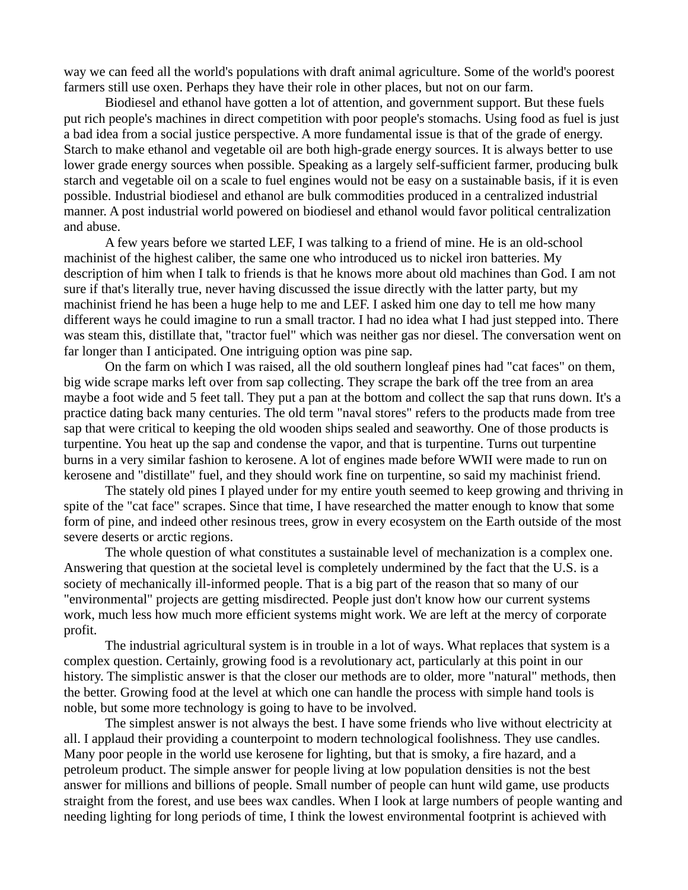way we can feed all the world's populations with draft animal agriculture. Some of the world's poorest farmers still use oxen. Perhaps they have their role in other places, but not on our farm.

Biodiesel and ethanol have gotten a lot of attention, and government support. But these fuels put rich people's machines in direct competition with poor people's stomachs. Using food as fuel is just a bad idea from a social justice perspective. A more fundamental issue is that of the grade of energy. Starch to make ethanol and vegetable oil are both high-grade energy sources. It is always better to use lower grade energy sources when possible. Speaking as a largely self-sufficient farmer, producing bulk starch and vegetable oil on a scale to fuel engines would not be easy on a sustainable basis, if it is even possible. Industrial biodiesel and ethanol are bulk commodities produced in a centralized industrial manner. A post industrial world powered on biodiesel and ethanol would favor political centralization and abuse.

A few years before we started LEF, I was talking to a friend of mine. He is an old-school machinist of the highest caliber, the same one who introduced us to nickel iron batteries. My description of him when I talk to friends is that he knows more about old machines than God. I am not sure if that's literally true, never having discussed the issue directly with the latter party, but my machinist friend he has been a huge help to me and LEF. I asked him one day to tell me how many different ways he could imagine to run a small tractor. I had no idea what I had just stepped into. There was steam this, distillate that, "tractor fuel" which was neither gas nor diesel. The conversation went on far longer than I anticipated. One intriguing option was pine sap.

On the farm on which I was raised, all the old southern longleaf pines had "cat faces" on them, big wide scrape marks left over from sap collecting. They scrape the bark off the tree from an area maybe a foot wide and 5 feet tall. They put a pan at the bottom and collect the sap that runs down. It's a practice dating back many centuries. The old term "naval stores" refers to the products made from tree sap that were critical to keeping the old wooden ships sealed and seaworthy. One of those products is turpentine. You heat up the sap and condense the vapor, and that is turpentine. Turns out turpentine burns in a very similar fashion to kerosene. A lot of engines made before WWII were made to run on kerosene and "distillate" fuel, and they should work fine on turpentine, so said my machinist friend.

The stately old pines I played under for my entire youth seemed to keep growing and thriving in spite of the "cat face" scrapes. Since that time, I have researched the matter enough to know that some form of pine, and indeed other resinous trees, grow in every ecosystem on the Earth outside of the most severe deserts or arctic regions.

The whole question of what constitutes a sustainable level of mechanization is a complex one. Answering that question at the societal level is completely undermined by the fact that the U.S. is a society of mechanically ill-informed people. That is a big part of the reason that so many of our "environmental" projects are getting misdirected. People just don't know how our current systems work, much less how much more efficient systems might work. We are left at the mercy of corporate profit.

The industrial agricultural system is in trouble in a lot of ways. What replaces that system is a complex question. Certainly, growing food is a revolutionary act, particularly at this point in our history. The simplistic answer is that the closer our methods are to older, more "natural" methods, then the better. Growing food at the level at which one can handle the process with simple hand tools is noble, but some more technology is going to have to be involved.

The simplest answer is not always the best. I have some friends who live without electricity at all. I applaud their providing a counterpoint to modern technological foolishness. They use candles. Many poor people in the world use kerosene for lighting, but that is smoky, a fire hazard, and a petroleum product. The simple answer for people living at low population densities is not the best answer for millions and billions of people. Small number of people can hunt wild game, use products straight from the forest, and use bees wax candles. When I look at large numbers of people wanting and needing lighting for long periods of time, I think the lowest environmental footprint is achieved with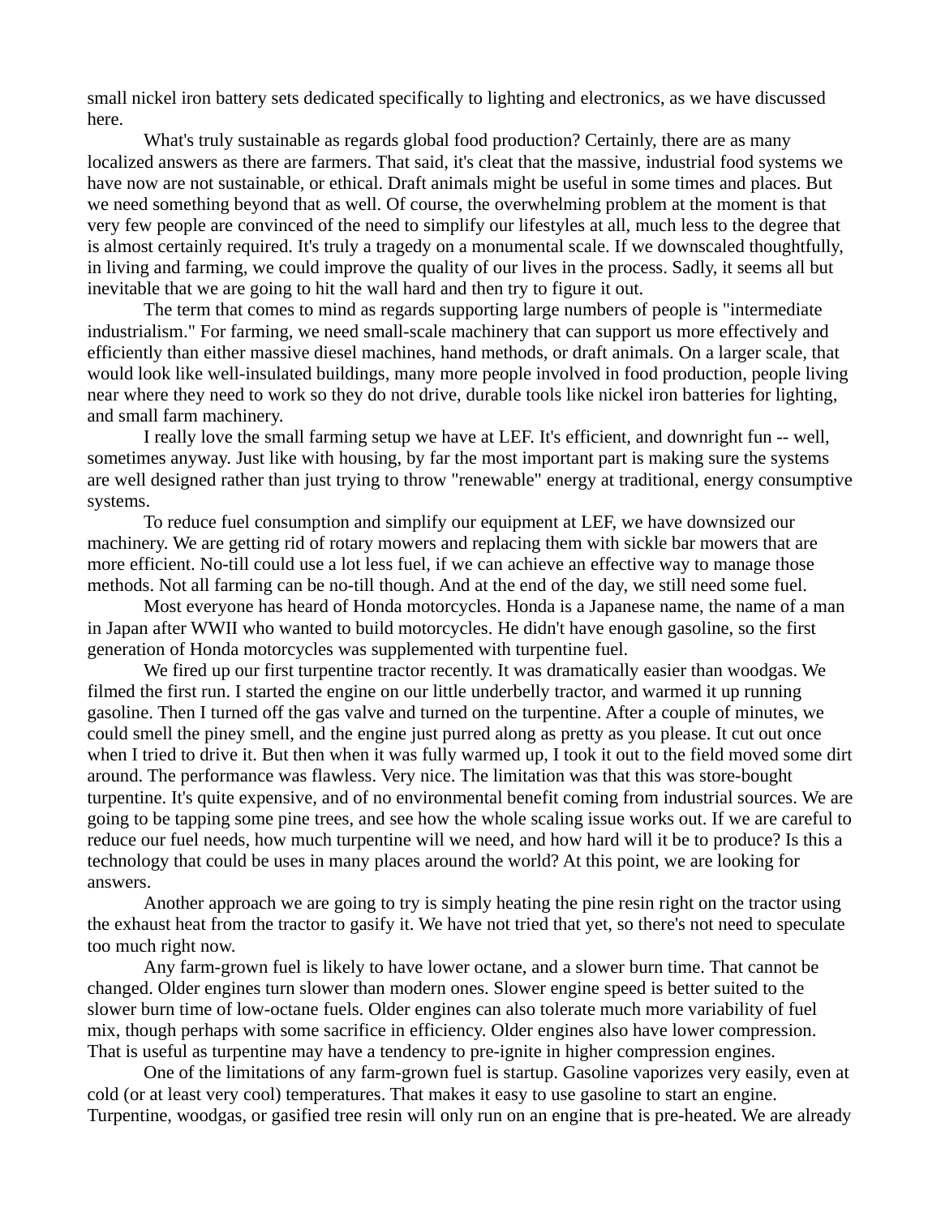small nickel iron battery sets dedicated specifically to lighting and electronics, as we have discussed here.

What's truly sustainable as regards global food production? Certainly, there are as many localized answers as there are farmers. That said, it's cleat that the massive, industrial food systems we have now are not sustainable, or ethical. Draft animals might be useful in some times and places. But we need something beyond that as well. Of course, the overwhelming problem at the moment is that very few people are convinced of the need to simplify our lifestyles at all, much less to the degree that is almost certainly required. It's truly a tragedy on a monumental scale. If we downscaled thoughtfully, in living and farming, we could improve the quality of our lives in the process. Sadly, it seems all but inevitable that we are going to hit the wall hard and then try to figure it out.

The term that comes to mind as regards supporting large numbers of people is "intermediate industrialism." For farming, we need small-scale machinery that can support us more effectively and efficiently than either massive diesel machines, hand methods, or draft animals. On a larger scale, that would look like well-insulated buildings, many more people involved in food production, people living near where they need to work so they do not drive, durable tools like nickel iron batteries for lighting, and small farm machinery.

I really love the small farming setup we have at LEF. It's efficient, and downright fun -- well, sometimes anyway. Just like with housing, by far the most important part is making sure the systems are well designed rather than just trying to throw "renewable" energy at traditional, energy consumptive systems.

To reduce fuel consumption and simplify our equipment at LEF, we have downsized our machinery. We are getting rid of rotary mowers and replacing them with sickle bar mowers that are more efficient. No-till could use a lot less fuel, if we can achieve an effective way to manage those methods. Not all farming can be no-till though. And at the end of the day, we still need some fuel.

Most everyone has heard of Honda motorcycles. Honda is a Japanese name, the name of a man in Japan after WWII who wanted to build motorcycles. He didn't have enough gasoline, so the first generation of Honda motorcycles was supplemented with turpentine fuel.

We fired up our first turpentine tractor recently. It was dramatically easier than woodgas. We filmed the first run. I started the engine on our little underbelly tractor, and warmed it up running gasoline. Then I turned off the gas valve and turned on the turpentine. After a couple of minutes, we could smell the piney smell, and the engine just purred along as pretty as you please. It cut out once when I tried to drive it. But then when it was fully warmed up, I took it out to the field moved some dirt around. The performance was flawless. Very nice. The limitation was that this was store-bought turpentine. It's quite expensive, and of no environmental benefit coming from industrial sources. We are going to be tapping some pine trees, and see how the whole scaling issue works out. If we are careful to reduce our fuel needs, how much turpentine will we need, and how hard will it be to produce? Is this a technology that could be uses in many places around the world? At this point, we are looking for answers.

Another approach we are going to try is simply heating the pine resin right on the tractor using the exhaust heat from the tractor to gasify it. We have not tried that yet, so there's not need to speculate too much right now.

Any farm-grown fuel is likely to have lower octane, and a slower burn time. That cannot be changed. Older engines turn slower than modern ones. Slower engine speed is better suited to the slower burn time of low-octane fuels. Older engines can also tolerate much more variability of fuel mix, though perhaps with some sacrifice in efficiency. Older engines also have lower compression. That is useful as turpentine may have a tendency to pre-ignite in higher compression engines.

One of the limitations of any farm-grown fuel is startup. Gasoline vaporizes very easily, even at cold (or at least very cool) temperatures. That makes it easy to use gasoline to start an engine. Turpentine, woodgas, or gasified tree resin will only run on an engine that is pre-heated. We are already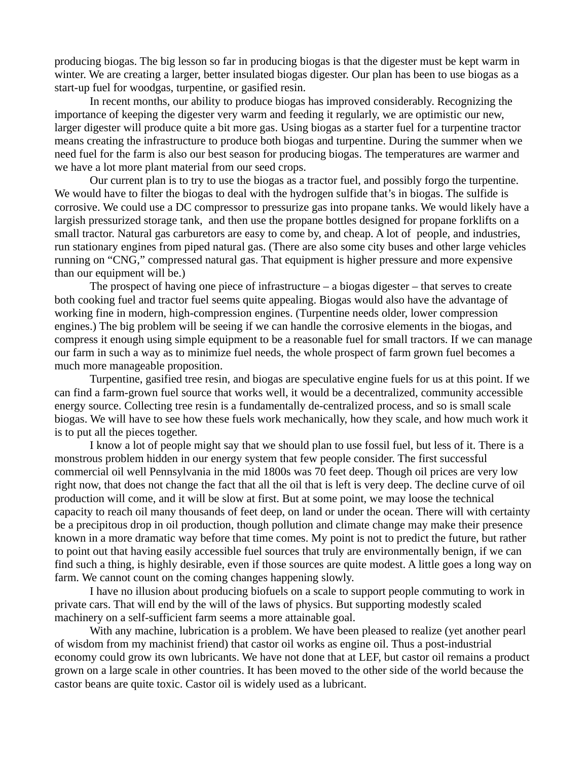producing biogas. The big lesson so far in producing biogas is that the digester must be kept warm in winter. We are creating a larger, better insulated biogas digester. Our plan has been to use biogas as a start-up fuel for woodgas, turpentine, or gasified resin.

In recent months, our ability to produce biogas has improved considerably. Recognizing the importance of keeping the digester very warm and feeding it regularly, we are optimistic our new, larger digester will produce quite a bit more gas. Using biogas as a starter fuel for a turpentine tractor means creating the infrastructure to produce both biogas and turpentine. During the summer when we need fuel for the farm is also our best season for producing biogas. The temperatures are warmer and we have a lot more plant material from our seed crops.

Our current plan is to try to use the biogas as a tractor fuel, and possibly forgo the turpentine. We would have to filter the biogas to deal with the hydrogen sulfide that's in biogas. The sulfide is corrosive. We could use a DC compressor to pressurize gas into propane tanks. We would likely have a largish pressurized storage tank, and then use the propane bottles designed for propane forklifts on a small tractor. Natural gas carburetors are easy to come by, and cheap. A lot of people, and industries, run stationary engines from piped natural gas. (There are also some city buses and other large vehicles running on "CNG," compressed natural gas. That equipment is higher pressure and more expensive than our equipment will be.)

The prospect of having one piece of infrastructure – a biogas digester – that serves to create both cooking fuel and tractor fuel seems quite appealing. Biogas would also have the advantage of working fine in modern, high-compression engines. (Turpentine needs older, lower compression engines.) The big problem will be seeing if we can handle the corrosive elements in the biogas, and compress it enough using simple equipment to be a reasonable fuel for small tractors. If we can manage our farm in such a way as to minimize fuel needs, the whole prospect of farm grown fuel becomes a much more manageable proposition.

Turpentine, gasified tree resin, and biogas are speculative engine fuels for us at this point. If we can find a farm-grown fuel source that works well, it would be a decentralized, community accessible energy source. Collecting tree resin is a fundamentally de-centralized process, and so is small scale biogas. We will have to see how these fuels work mechanically, how they scale, and how much work it is to put all the pieces together.

I know a lot of people might say that we should plan to use fossil fuel, but less of it. There is a monstrous problem hidden in our energy system that few people consider. The first successful commercial oil well Pennsylvania in the mid 1800s was 70 feet deep. Though oil prices are very low right now, that does not change the fact that all the oil that is left is very deep. The decline curve of oil production will come, and it will be slow at first. But at some point, we may loose the technical capacity to reach oil many thousands of feet deep, on land or under the ocean. There will with certainty be a precipitous drop in oil production, though pollution and climate change may make their presence known in a more dramatic way before that time comes. My point is not to predict the future, but rather to point out that having easily accessible fuel sources that truly are environmentally benign, if we can find such a thing, is highly desirable, even if those sources are quite modest. A little goes a long way on farm. We cannot count on the coming changes happening slowly.

I have no illusion about producing biofuels on a scale to support people commuting to work in private cars. That will end by the will of the laws of physics. But supporting modestly scaled machinery on a self-sufficient farm seems a more attainable goal.

With any machine, lubrication is a problem. We have been pleased to realize (yet another pearl of wisdom from my machinist friend) that castor oil works as engine oil. Thus a post-industrial economy could grow its own lubricants. We have not done that at LEF, but castor oil remains a product grown on a large scale in other countries. It has been moved to the other side of the world because the castor beans are quite toxic. Castor oil is widely used as a lubricant.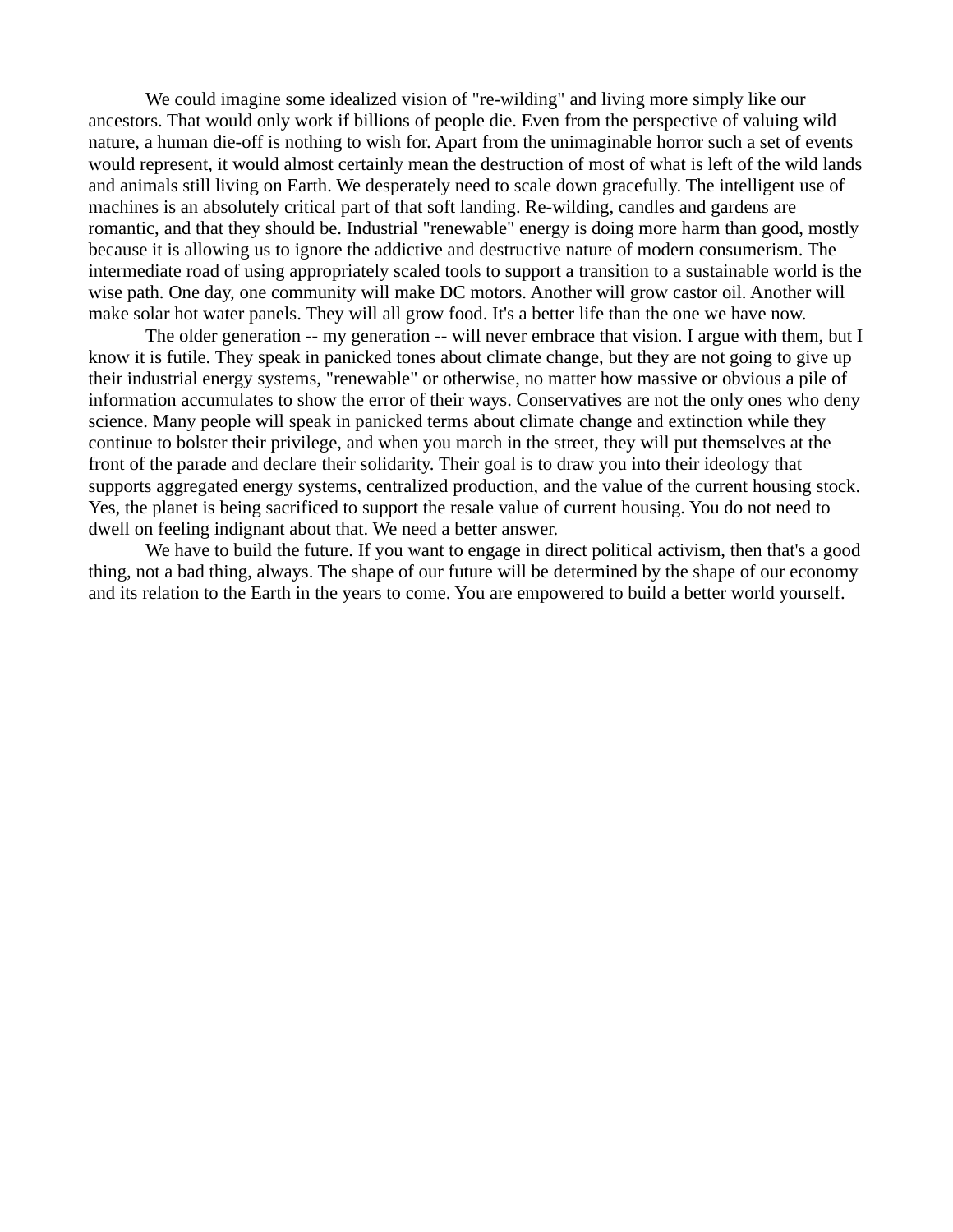We could imagine some idealized vision of "re-wilding" and living more simply like our ancestors. That would only work if billions of people die. Even from the perspective of valuing wild nature, a human die-off is nothing to wish for. Apart from the unimaginable horror such a set of events would represent, it would almost certainly mean the destruction of most of what is left of the wild lands and animals still living on Earth. We desperately need to scale down gracefully. The intelligent use of machines is an absolutely critical part of that soft landing. Re-wilding, candles and gardens are romantic, and that they should be. Industrial "renewable" energy is doing more harm than good, mostly because it is allowing us to ignore the addictive and destructive nature of modern consumerism. The intermediate road of using appropriately scaled tools to support a transition to a sustainable world is the wise path. One day, one community will make DC motors. Another will grow castor oil. Another will make solar hot water panels. They will all grow food. It's a better life than the one we have now.

The older generation -- my generation -- will never embrace that vision. I argue with them, but I know it is futile. They speak in panicked tones about climate change, but they are not going to give up their industrial energy systems, "renewable" or otherwise, no matter how massive or obvious a pile of information accumulates to show the error of their ways. Conservatives are not the only ones who deny science. Many people will speak in panicked terms about climate change and extinction while they continue to bolster their privilege, and when you march in the street, they will put themselves at the front of the parade and declare their solidarity. Their goal is to draw you into their ideology that supports aggregated energy systems, centralized production, and the value of the current housing stock. Yes, the planet is being sacrificed to support the resale value of current housing. You do not need to dwell on feeling indignant about that. We need a better answer.

We have to build the future. If you want to engage in direct political activism, then that's a good thing, not a bad thing, always. The shape of our future will be determined by the shape of our economy and its relation to the Earth in the years to come. You are empowered to build a better world yourself.